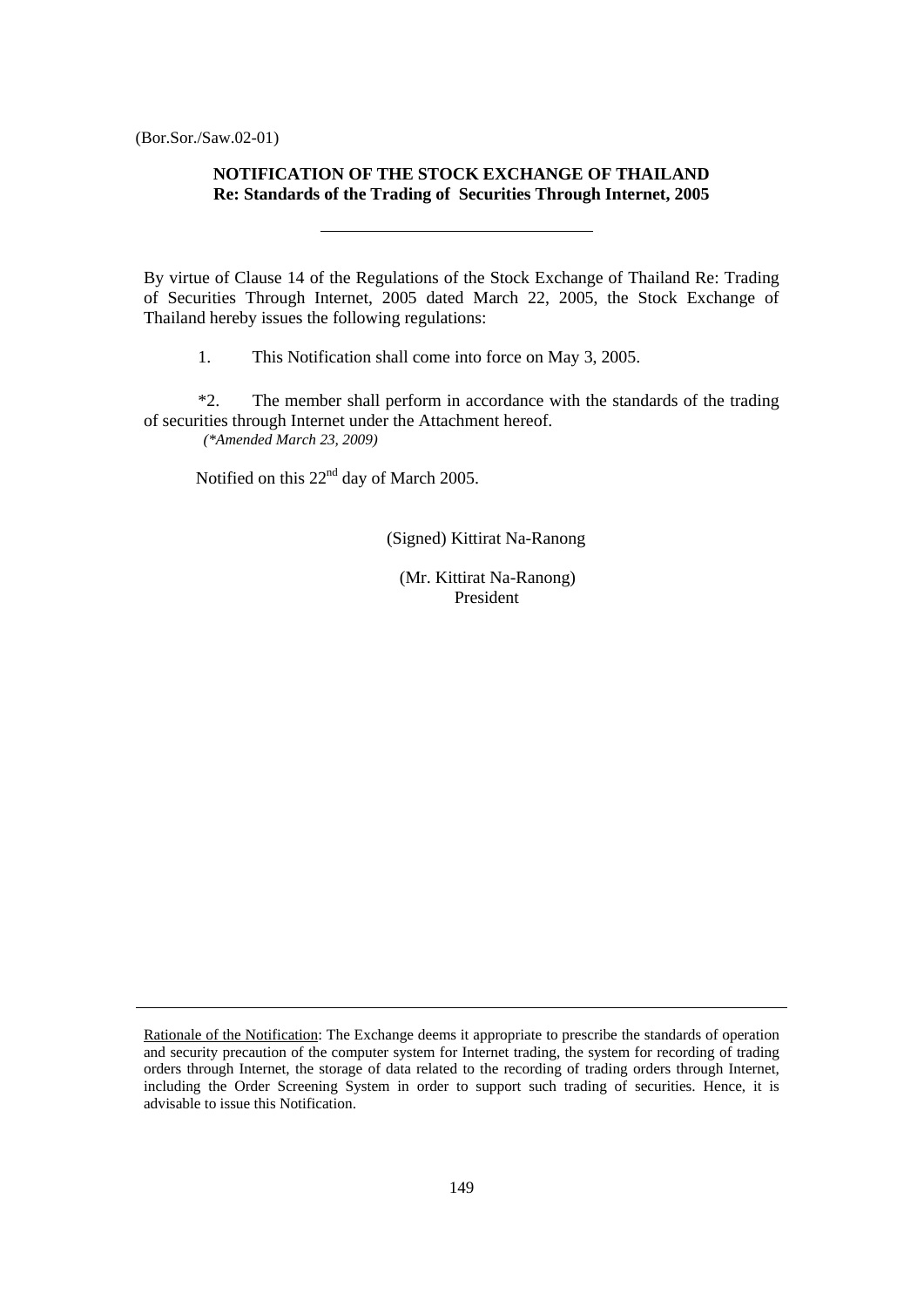(Bor.Sor./Saw.02-01)

**NOTIFICATION OF THE STOCK EXCHANGE OF THAILAND**
**Re: Standards of the Trading of Securities Through Internet, 2005**

---

By virtue of Clause 14 of the Regulations of the Stock Exchange of Thailand Re: Trading of Securities Through Internet, 2005 dated March 22, 2005, the Stock Exchange of Thailand hereby issues the following regulations:

1. This Notification shall come into force on May 3, 2005.

*2. The member shall perform in accordance with the standards of the trading of securities through Internet under the Attachment hereof.
*(*Amended March 23, 2009)*

Notified on this 22nd day of March 2005.

(Signed) Kittirat Na-Ranong

(Mr. Kittirat Na-Ranong)
President

---

Rationale of the Notification: The Exchange deems it appropriate to prescribe the standards of operation and security precaution of the computer system for Internet trading, the system for recording of trading orders through Internet, the storage of data related to the recording of trading orders through Internet, including the Order Screening System in order to support such trading of securities. Hence, it is advisable to issue this Notification.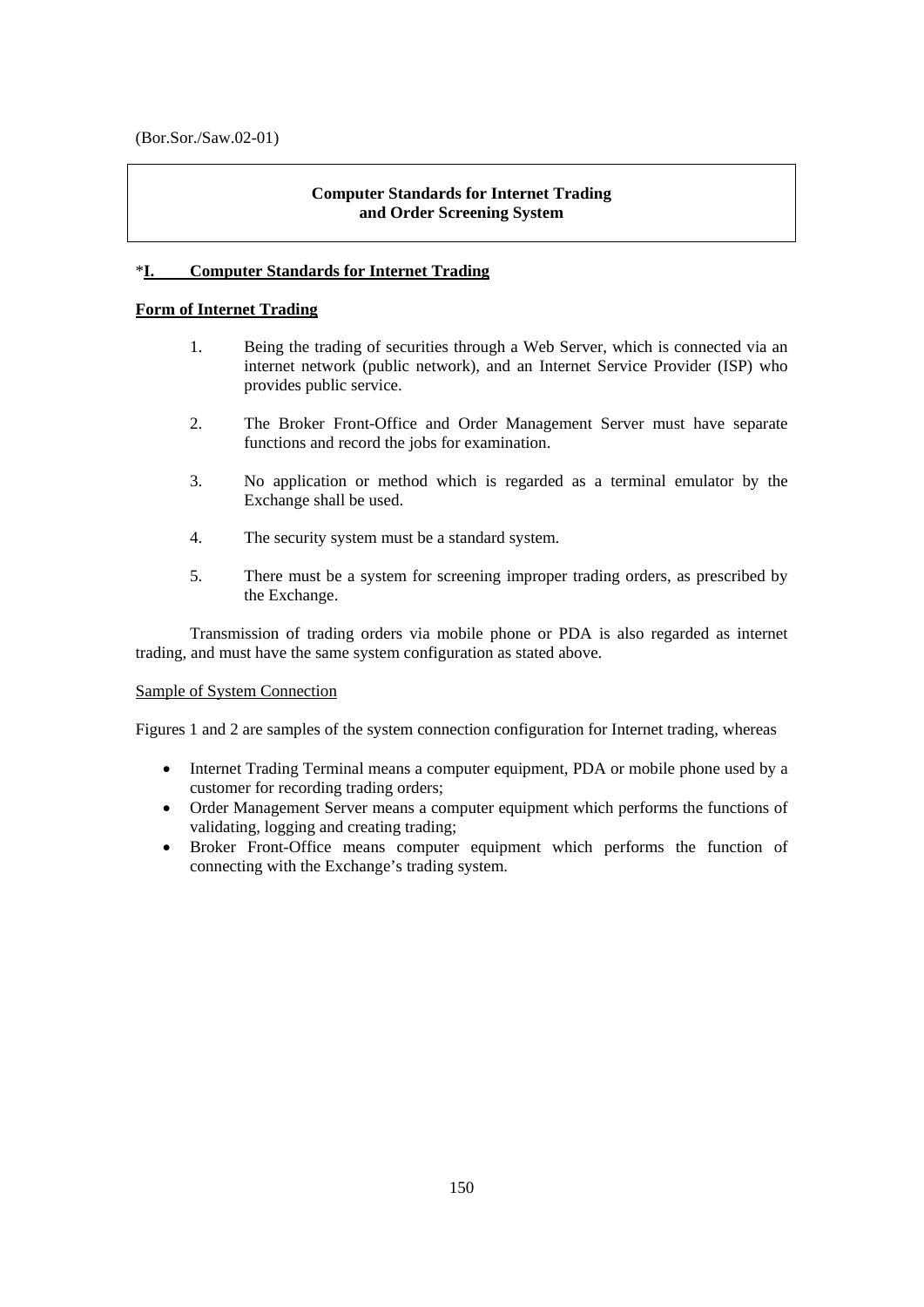(Bor.Sor./Saw.02-01)

**Computer Standards for Internet Trading and Order Screening System**

*__I. Computer Standards for Internet Trading__

**Form of Internet Trading**

1. Being the trading of securities through a Web Server, which is connected via an internet network (public network), and an Internet Service Provider (ISP) who provides public service.

2. The Broker Front-Office and Order Management Server must have separate functions and record the jobs for examination.

3. No application or method which is regarded as a terminal emulator by the Exchange shall be used.

4. The security system must be a standard system.

5. There must be a system for screening improper trading orders, as prescribed by the Exchange.

Transmission of trading orders via mobile phone or PDA is also regarded as internet trading, and must have the same system configuration as stated above.

Sample of System Connection

Figures 1 and 2 are samples of the system connection configuration for Internet trading, whereas

- Internet Trading Terminal means a computer equipment, PDA or mobile phone used by a customer for recording trading orders;
- Order Management Server means a computer equipment which performs the functions of validating, logging and creating trading;
- Broker Front-Office means computer equipment which performs the function of connecting with the Exchange's trading system.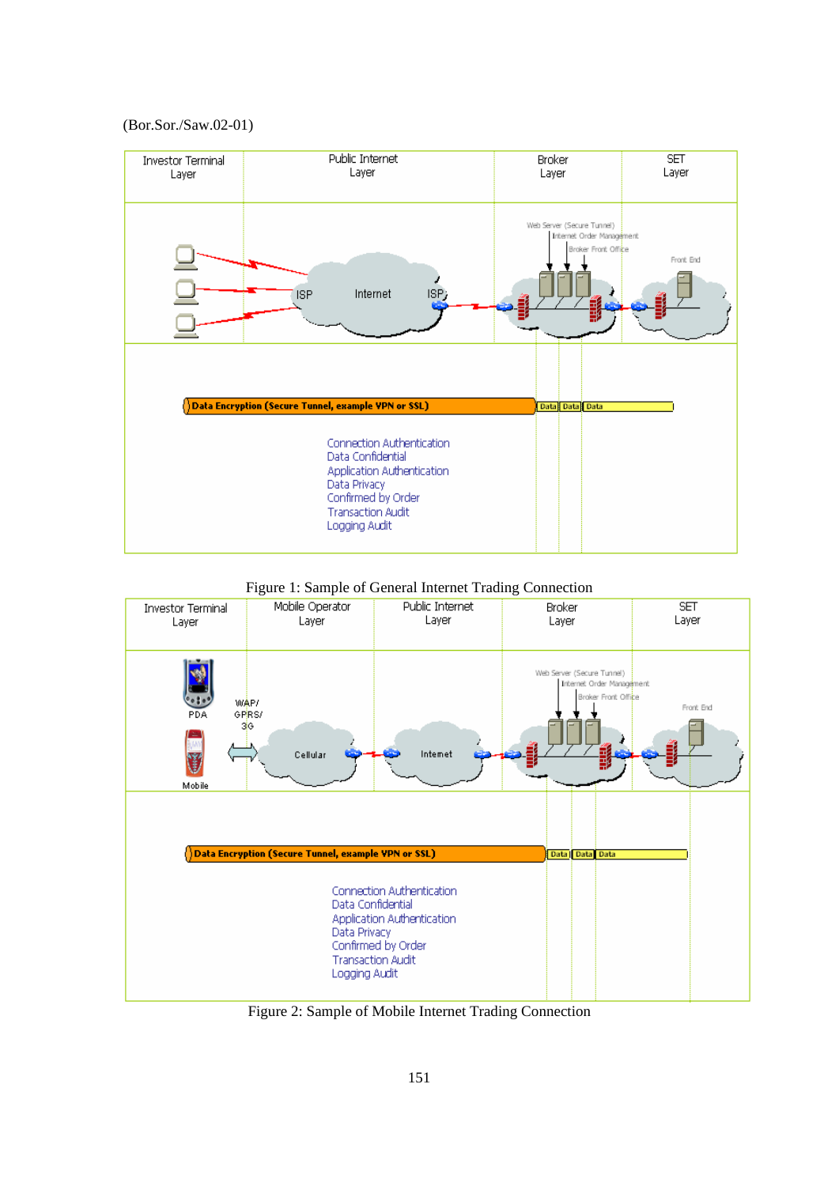(Bor.Sor./Saw.02-01)

Figure 1: Sample of General Internet Trading Connection

Figure 2: Sample of Mobile Internet Trading Connection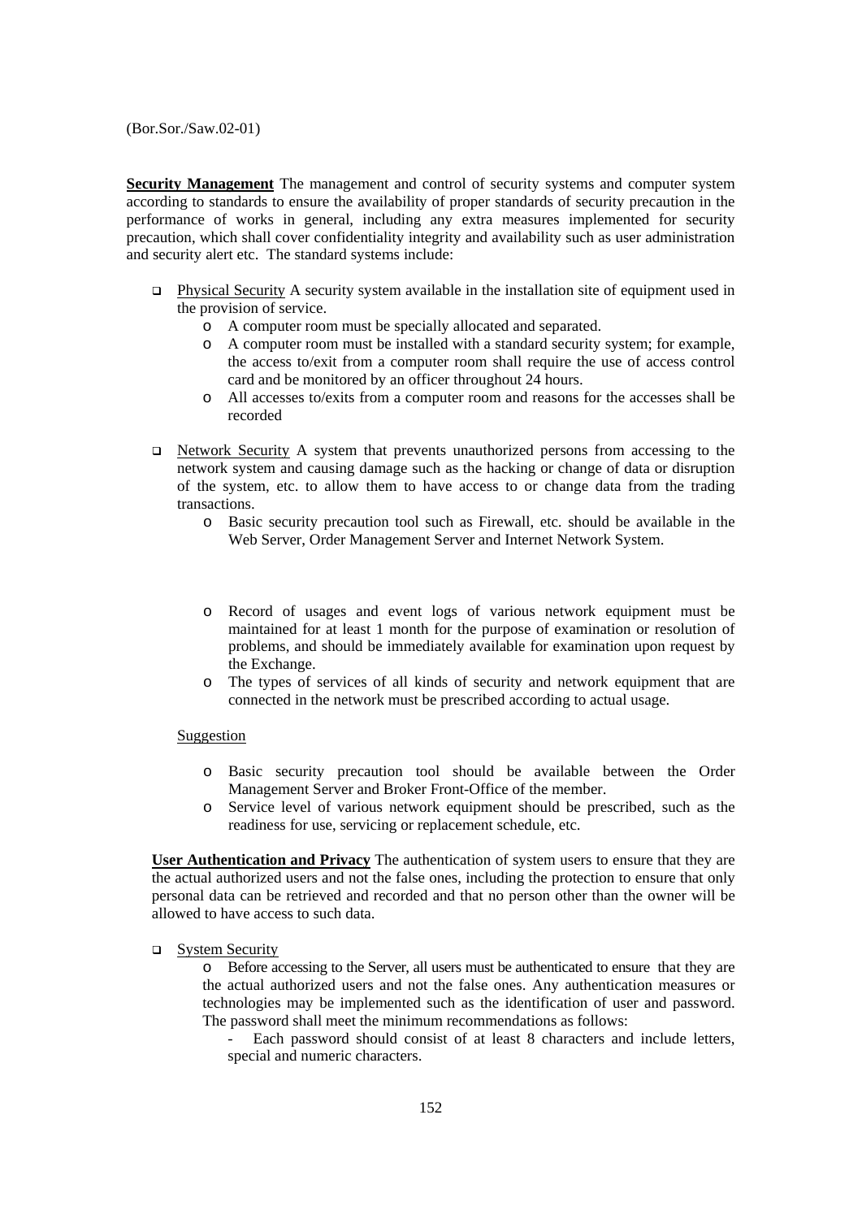(Bor.Sor./Saw.02-01)

**Security Management** The management and control of security systems and computer system according to standards to ensure the availability of proper standards of security precaution in the performance of works in general, including any extra measures implemented for security precaution, which shall cover confidentiality integrity and availability such as user administration and security alert etc. The standard systems include:

- Physical Security A security system available in the installation site of equipment used in the provision of service.
    - A computer room must be specially allocated and separated.
    - A computer room must be installed with a standard security system; for example, the access to/exit from a computer room shall require the use of access control card and be monitored by an officer throughout 24 hours.
    - All accesses to/exits from a computer room and reasons for the accesses shall be recorded

- Network Security A system that prevents unauthorized persons from accessing to the network system and causing damage such as the hacking or change of data or disruption of the system, etc. to allow them to have access to or change data from the trading transactions.
    - Basic security precaution tool such as Firewall, etc. should be available in the Web Server, Order Management Server and Internet Network System.
    - Record of usages and event logs of various network equipment must be maintained for at least 1 month for the purpose of examination or resolution of problems, and should be immediately available for examination upon request by the Exchange.
    - The types of services of all kinds of security and network equipment that are connected in the network must be prescribed according to actual usage.

  Suggestion

    - Basic security precaution tool should be available between the Order Management Server and Broker Front-Office of the member.
    - Service level of various network equipment should be prescribed, such as the readiness for use, servicing or replacement schedule, etc.

**User Authentication and Privacy** The authentication of system users to ensure that they are the actual authorized users and not the false ones, including the protection to ensure that only personal data can be retrieved and recorded and that no person other than the owner will be allowed to have access to such data.

- System Security
    - Before accessing to the Server, all users must be authenticated to ensure that they are the actual authorized users and not the false ones. Any authentication measures or technologies may be implemented such as the identification of user and password. The password shall meet the minimum recommendations as follows:
        - Each password should consist of at least 8 characters and include letters, special and numeric characters.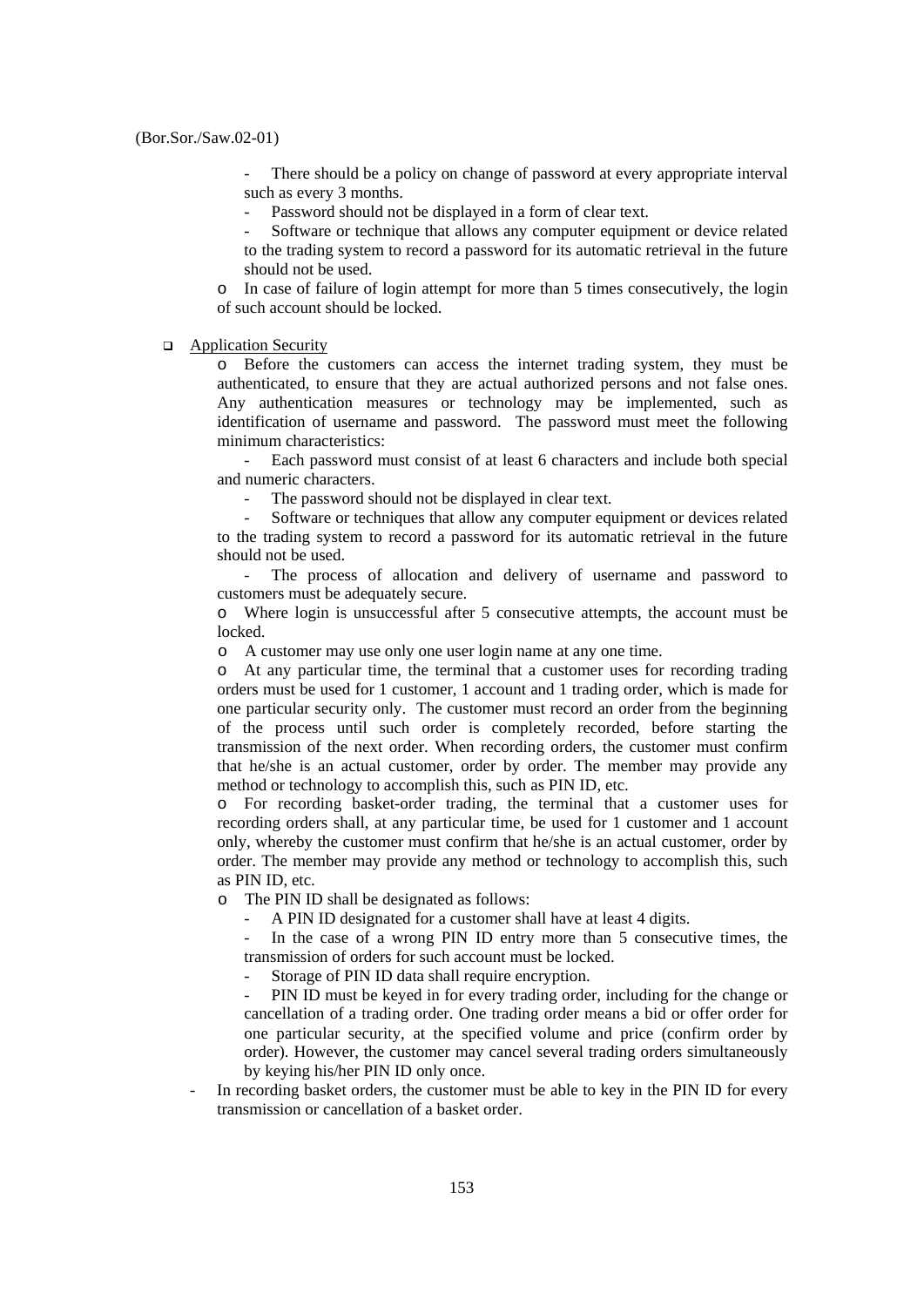(Bor.Sor./Saw.02-01)

  - There should be a policy on change of password at every appropriate interval such as every 3 months.
  - Password should not be displayed in a form of clear text.
  - Software or technique that allows any computer equipment or device related to the trading system to record a password for its automatic retrieval in the future should not be used.
- In case of failure of login attempt for more than 5 times consecutively, the login of such account should be locked.

- Application Security
  - Before the customers can access the internet trading system, they must be authenticated, to ensure that they are actual authorized persons and not false ones. Any authentication measures or technology may be implemented, such as identification of username and password. The password must meet the following minimum characteristics:
    - Each password must consist of at least 6 characters and include both special and numeric characters.
    - The password should not be displayed in clear text.
    - Software or techniques that allow any computer equipment or devices related to the trading system to record a password for its automatic retrieval in the future should not be used.
    - The process of allocation and delivery of username and password to customers must be adequately secure.
  - Where login is unsuccessful after 5 consecutive attempts, the account must be locked.
  - A customer may use only one user login name at any one time.
  - At any particular time, the terminal that a customer uses for recording trading orders must be used for 1 customer, 1 account and 1 trading order, which is made for one particular security only. The customer must record an order from the beginning of the process until such order is completely recorded, before starting the transmission of the next order. When recording orders, the customer must confirm that he/she is an actual customer, order by order. The member may provide any method or technology to accomplish this, such as PIN ID, etc.
  - For recording basket-order trading, the terminal that a customer uses for recording orders shall, at any particular time, be used for 1 customer and 1 account only, whereby the customer must confirm that he/she is an actual customer, order by order. The member may provide any method or technology to accomplish this, such as PIN ID, etc.
  - The PIN ID shall be designated as follows:
    - A PIN ID designated for a customer shall have at least 4 digits.
    - In the case of a wrong PIN ID entry more than 5 consecutive times, the transmission of orders for such account must be locked.
    - Storage of PIN ID data shall require encryption.
    - PIN ID must be keyed in for every trading order, including for the change or cancellation of a trading order. One trading order means a bid or offer order for one particular security, at the specified volume and price (confirm order by order). However, the customer may cancel several trading orders simultaneously by keying his/her PIN ID only once.
  - In recording basket orders, the customer must be able to key in the PIN ID for every transmission or cancellation of a basket order.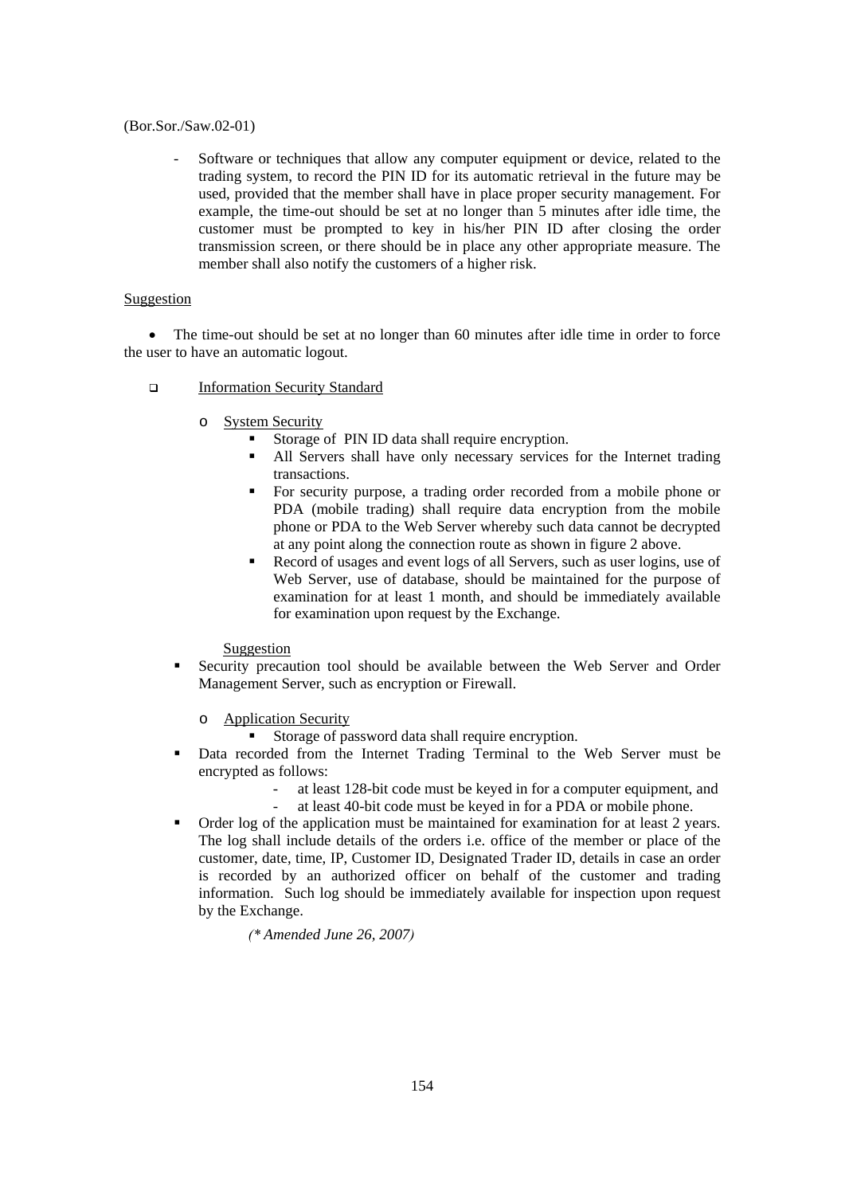(Bor.Sor./Saw.02-01)

- Software or techniques that allow any computer equipment or device, related to the trading system, to record the PIN ID for its automatic retrieval in the future may be used, provided that the member shall have in place proper security management. For example, the time-out should be set at no longer than 5 minutes after idle time, the customer must be prompted to key in his/her PIN ID after closing the order transmission screen, or there should be in place any other appropriate measure. The member shall also notify the customers of a higher risk.

<u>Suggestion</u>

- The time-out should be set at no longer than 60 minutes after idle time in order to force the user to have an automatic logout.

- <u>Information Security Standard</u>

  - <u>System Security</u>
    - Storage of PIN ID data shall require encryption.
    - All Servers shall have only necessary services for the Internet trading transactions.
    - For security purpose, a trading order recorded from a mobile phone or PDA (mobile trading) shall require data encryption from the mobile phone or PDA to the Web Server whereby such data cannot be decrypted at any point along the connection route as shown in figure 2 above.
    - Record of usages and event logs of all Servers, such as user logins, use of Web Server, use of database, should be maintained for the purpose of examination for at least 1 month, and should be immediately available for examination upon request by the Exchange.

  <u>Suggestion</u>

  - Security precaution tool should be available between the Web Server and Order Management Server, such as encryption or Firewall.

  - <u>Application Security</u>
    - Storage of password data shall require encryption.

  - Data recorded from the Internet Trading Terminal to the Web Server must be encrypted as follows:
    - at least 128-bit code must be keyed in for a computer equipment, and
    - at least 40-bit code must be keyed in for a PDA or mobile phone.
  - Order log of the application must be maintained for examination for at least 2 years. The log shall include details of the orders i.e. office of the member or place of the customer, date, time, IP, Customer ID, Designated Trader ID, details in case an order is recorded by an authorized officer on behalf of the customer and trading information. Such log should be immediately available for inspection upon request by the Exchange.

*(\* Amended June 26, 2007)*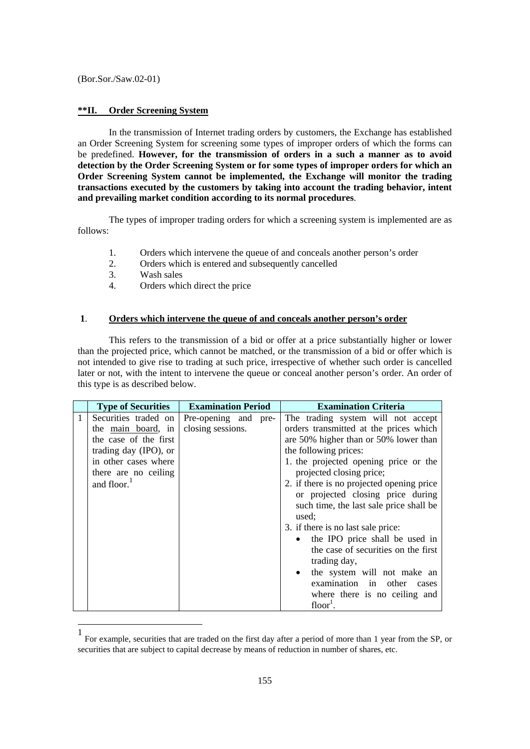(Bor.Sor./Saw.02-01)

## **II. Order Screening System

In the transmission of Internet trading orders by customers, the Exchange has established an Order Screening System for screening some types of improper orders of which the forms can be predefined. **However, for the transmission of orders in a such a manner as to avoid detection by the Order Screening System or for some types of improper orders for which an Order Screening System cannot be implemented, the Exchange will monitor the trading transactions executed by the customers by taking into account the trading behavior, intent and prevailing market condition according to its normal procedures**.

The types of improper trading orders for which a screening system is implemented are as follows:

1. Orders which intervene the queue of and conceals another person's order
2. Orders which is entered and subsequently cancelled
3. Wash sales
4. Orders which direct the price

### 1. Orders which intervene the queue of and conceals another person's order

This refers to the transmission of a bid or offer at a price substantially higher or lower than the projected price, which cannot be matched, or the transmission of a bid or offer which is not intended to give rise to trading at such price, irrespective of whether such order is cancelled later or not, with the intent to intervene the queue or conceal another person's order. An order of this type is as described below.

| | Type of Securities | Examination Period | Examination Criteria |
|---|---|---|---|
| 1 | Securities traded on the main board, in the case of the first trading day (IPO), or in other cases where there are no ceiling and floor.[1] | Pre-opening and pre-closing sessions. | The trading system will not accept orders transmitted at the prices which are 50% higher than or 50% lower than the following prices:<br>1. the projected opening price or the projected closing price;<br>2. if there is no projected opening price or projected closing price during such time, the last sale price shall be used;<br>3. if there is no last sale price:<br>• the IPO price shall be used in the case of securities on the first trading day,<br>• the system will not make an examination in other cases where there is no ceiling and floor[1]. |

[1] For example, securities that are traded on the first day after a period of more than 1 year from the SP, or securities that are subject to capital decrease by means of reduction in number of shares, etc.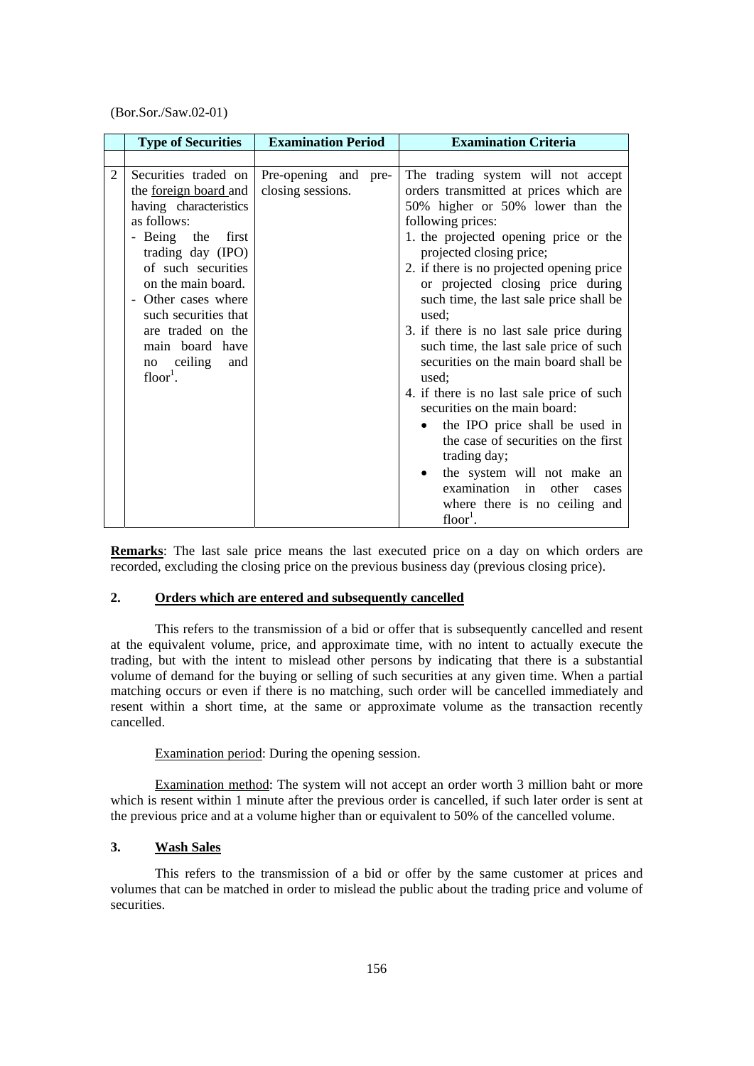(Bor.Sor./Saw.02-01)

| | Type of Securities | Examination Period | Examination Criteria |
|---|---|---|---|
| | | | |
| 2 | Securities traded on the foreign board and having characteristics as follows:<br>- Being the first trading day (IPO) of such securities on the main board.<br>- Other cases where such securities that are traded on the main board have no ceiling and floor[1]. | Pre-opening and pre-closing sessions. | The trading system will not accept orders transmitted at prices which are 50% higher or 50% lower than the following prices:<br>1. the projected opening price or the projected closing price;<br>2. if there is no projected opening price or projected closing price during such time, the last sale price shall be used;<br>3. if there is no last sale price during such time, the last sale price of such securities on the main board shall be used;<br>4. if there is no last sale price of such securities on the main board:<br>• the IPO price shall be used in the case of securities on the first trading day;<br>• the system will not make an examination in other cases where there is no ceiling and floor[1]. |

**Remarks**: The last sale price means the last executed price on a day on which orders are recorded, excluding the closing price on the previous business day (previous closing price).

## 2. Orders which are entered and subsequently cancelled

This refers to the transmission of a bid or offer that is subsequently cancelled and resent at the equivalent volume, price, and approximate time, with no intent to actually execute the trading, but with the intent to mislead other persons by indicating that there is a substantial volume of demand for the buying or selling of such securities at any given time. When a partial matching occurs or even if there is no matching, such order will be cancelled immediately and resent within a short time, at the same or approximate volume as the transaction recently cancelled.

Examination period: During the opening session.

Examination method: The system will not accept an order worth 3 million baht or more which is resent within 1 minute after the previous order is cancelled, if such later order is sent at the previous price and at a volume higher than or equivalent to 50% of the cancelled volume.

## 3. Wash Sales

This refers to the transmission of a bid or offer by the same customer at prices and volumes that can be matched in order to mislead the public about the trading price and volume of securities.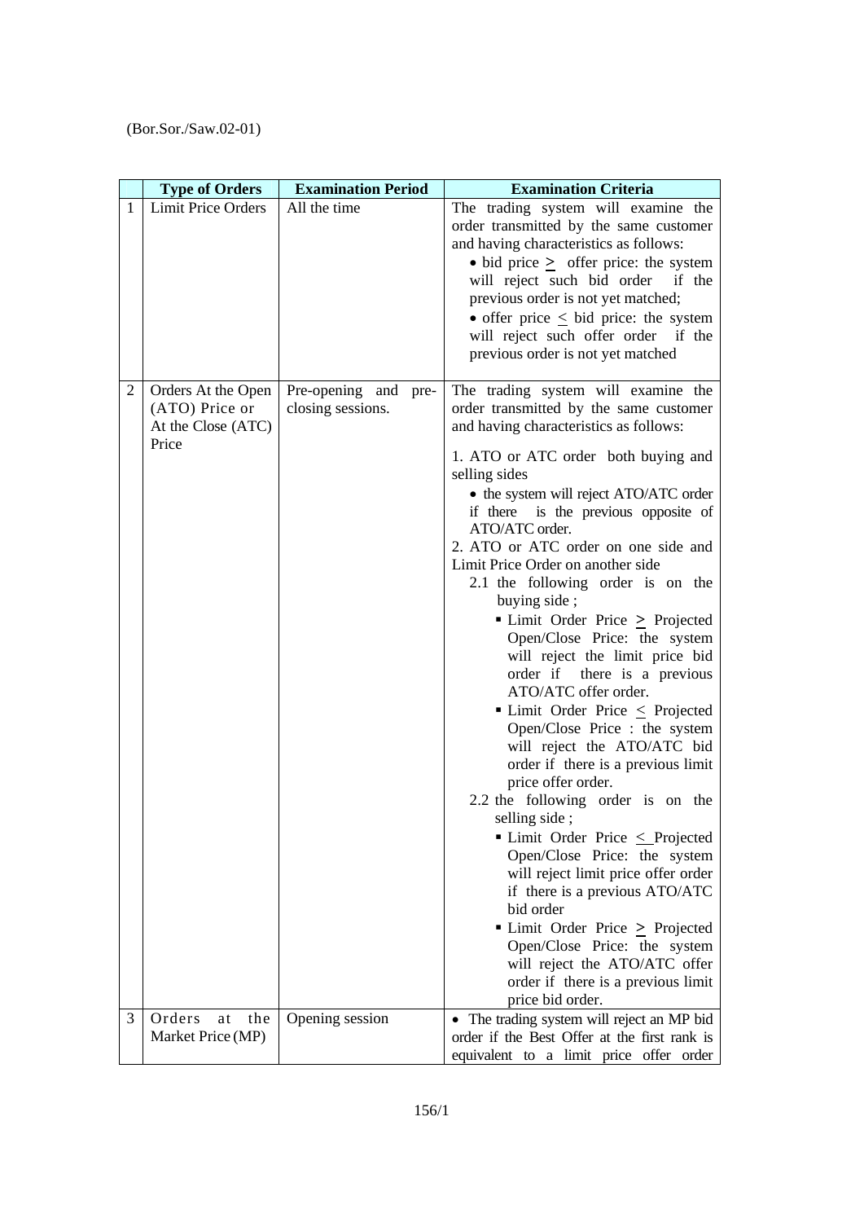(Bor.Sor./Saw.02-01)

|  | Type of Orders | Examination Period | Examination Criteria |
|---|---|---|---|
| 1 | Limit Price Orders | All the time | The trading system will examine the order transmitted by the same customer and having characteristics as follows:<br>• bid price ≥ offer price: the system will reject such bid order if the previous order is not yet matched;<br>• offer price ≤ bid price: the system will reject such offer order if the previous order is not yet matched |
| 2 | Orders At the Open (ATO) Price or At the Close (ATC) Price | Pre-opening and pre-closing sessions. | The trading system will examine the order transmitted by the same customer and having characteristics as follows:<br>1. ATO or ATC order both buying and selling sides<br>• the system will reject ATO/ATC order if there is the previous opposite of ATO/ATC order.<br>2. ATO or ATC order on one side and Limit Price Order on another side<br>2.1 the following order is on the buying side ;<br>▪ Limit Order Price ≥ Projected Open/Close Price: the system will reject the limit price bid order if there is a previous ATO/ATC offer order.<br>▪ Limit Order Price ≤ Projected Open/Close Price : the system will reject the ATO/ATC bid order if there is a previous limit price offer order.<br>2.2 the following order is on the selling side ;<br>▪ Limit Order Price ≤ Projected Open/Close Price: the system will reject limit price offer order if there is a previous ATO/ATC bid order<br>▪ Limit Order Price ≥ Projected Open/Close Price: the system will reject the ATO/ATC offer order if there is a previous limit price bid order. |
| 3 | Orders at the Market Price (MP) | Opening session | • The trading system will reject an MP bid order if the Best Offer at the first rank is equivalent to a limit price offer order |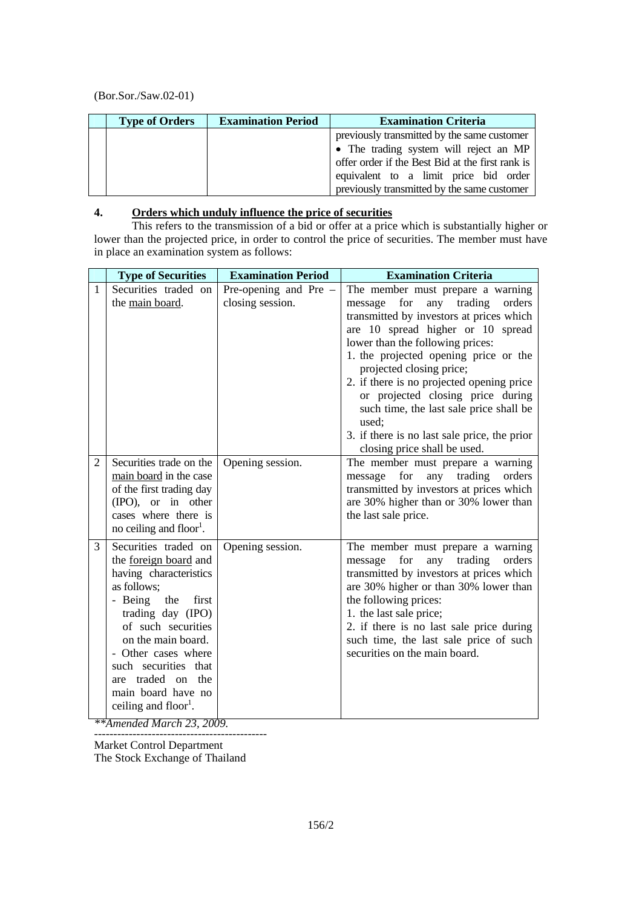(Bor.Sor./Saw.02-01)

| | Type of Orders | Examination Period | Examination Criteria |
|---|---|---|---|
| | | | previously transmitted by the same customer<br>• The trading system will reject an MP offer order if the Best Bid at the first rank is equivalent to a limit price bid order previously transmitted by the same customer |

**4. Orders which unduly influence the price of securities**

This refers to the transmission of a bid or offer at a price which is substantially higher or lower than the projected price, in order to control the price of securities. The member must have in place an examination system as follows:

| | Type of Securities | Examination Period | Examination Criteria |
|---|---|---|---|
| 1 | Securities traded on the main board. | Pre-opening and Pre – closing session. | The member must prepare a warning message for any trading orders transmitted by investors at prices which are 10 spread higher or 10 spread lower than the following prices:<br>1. the projected opening price or the projected closing price;<br>2. if there is no projected opening price or projected closing price during such time, the last sale price shall be used;<br>3. if there is no last sale price, the prior closing price shall be used. |
| 2 | Securities trade on the main board in the case of the first trading day (IPO), or in other cases where there is no ceiling and floor[1]. | Opening session. | The member must prepare a warning message for any trading orders transmitted by investors at prices which are 30% higher than or 30% lower than the last sale price. |
| 3 | Securities traded on the foreign board and having characteristics as follows;<br>- Being the first trading day (IPO) of such securities on the main board.<br>- Other cases where such securities that are traded on the main board have no ceiling and floor[1]. | Opening session. | The member must prepare a warning message for any trading orders transmitted by investors at prices which are 30% higher or than 30% lower than the following prices:<br>1. the last sale price;<br>2. if there is no last sale price during such time, the last sale price of such securities on the main board. |

*\*\*Amended March 23, 2009.*

---

Market Control Department
The Stock Exchange of Thailand